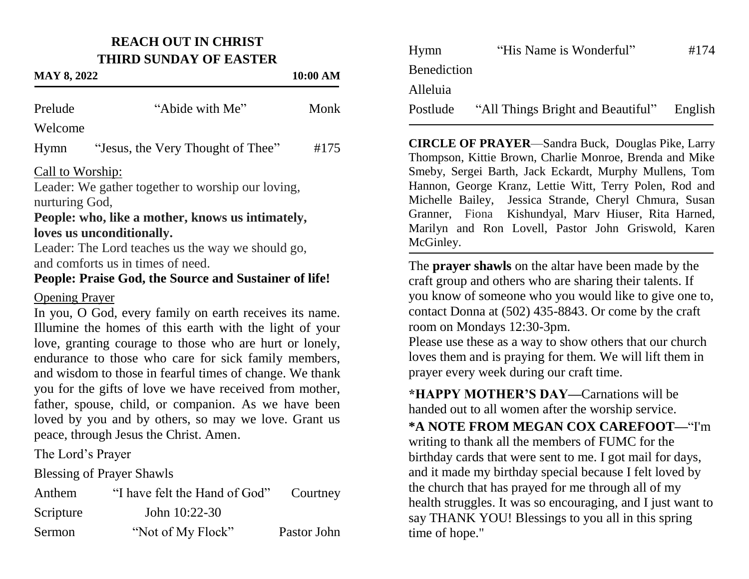# REACH OUT IN CHRIST
## THIRD SUNDAY OF EASTER

**MAY 8, 2022** **10:00 AM**

Prelude "Abide with Me" Monk

Welcome

Hymn "Jesus, the Very Thought of Thee" #175

Call to Worship:

Leader: We gather together to worship our loving, nurturing God,

**People: who, like a mother, knows us intimately, loves us unconditionally.**

Leader: The Lord teaches us the way we should go, and comforts us in times of need.

**People: Praise God, the Source and Sustainer of life!**

Opening Prayer

In you, O God, every family on earth receives its name. Illumine the homes of this earth with the light of your love, granting courage to those who are hurt or lonely, endurance to those who care for sick family members, and wisdom to those in fearful times of change. We thank you for the gifts of love we have received from mother, father, spouse, child, or companion. As we have been loved by you and by others, so may we love. Grant us peace, through Jesus the Christ. Amen.

The Lord's Prayer

Blessing of Prayer Shawls

Anthem "I have felt the Hand of God" Courtney

Scripture John 10:22-30

Sermon "Not of My Flock" Pastor John

Hymn "His Name is Wonderful" #174

Benediction

Alleluia

Postlude "All Things Bright and Beautiful" English

---

**CIRCLE OF PRAYER**—Sandra Buck, Douglas Pike, Larry Thompson, Kittie Brown, Charlie Monroe, Brenda and Mike Smeby, Sergei Barth, Jack Eckardt, Murphy Mullens, Tom Hannon, George Kranz, Lettie Witt, Terry Polen, Rod and Michelle Bailey, Jessica Strande, Cheryl Chmura, Susan Granner, Fiona Kishundyal, Marv Hiuser, Rita Harned, Marilyn and Ron Lovell, Pastor John Griswold, Karen McGinley.

---

The **prayer shawls** on the altar have been made by the craft group and others who are sharing their talents. If you know of someone who you would like to give one to, contact Donna at (502) 435-8843. Or come by the craft room on Mondays 12:30-3pm.

Please use these as a way to show others that our church loves them and is praying for them. We will lift them in prayer every week during our craft time.

**\*HAPPY MOTHER'S DAY—**Carnations will be handed out to all women after the worship service.

**\*A NOTE FROM MEGAN COX CAREFOOT—**"I'm writing to thank all the members of FUMC for the birthday cards that were sent to me. I got mail for days, and it made my birthday special because I felt loved by the church that has prayed for me through all of my health struggles. It was so encouraging, and I just want to say THANK YOU! Blessings to you all in this spring time of hope."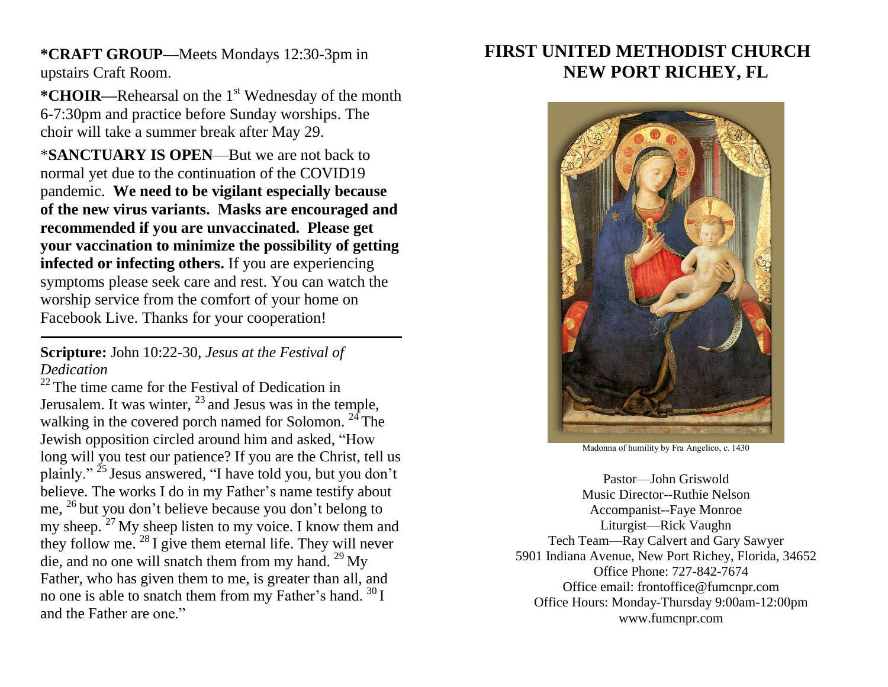**\*CRAFT GROUP—**Meets Mondays 12:30-3pm in upstairs Craft Room.

**\*CHOIR—**Rehearsal on the 1st Wednesday of the month 6-7:30pm and practice before Sunday worships. The choir will take a summer break after May 29.

\***SANCTUARY IS OPEN**—But we are not back to normal yet due to the continuation of the COVID19 pandemic. **We need to be vigilant especially because of the new virus variants. Masks are encouraged and recommended if you are unvaccinated. Please get your vaccination to minimize the possibility of getting infected or infecting others.** If you are experiencing symptoms please seek care and rest. You can watch the worship service from the comfort of your home on Facebook Live. Thanks for your cooperation!

---

**Scripture:** John 10:22-30, *Jesus at the Festival of Dedication*

22 The time came for the Festival of Dedication in Jerusalem. It was winter, 23 and Jesus was in the temple, walking in the covered porch named for Solomon. 24 The Jewish opposition circled around him and asked, "How long will you test our patience? If you are the Christ, tell us plainly." 25 Jesus answered, "I have told you, but you don't believe. The works I do in my Father's name testify about me, 26 but you don't believe because you don't belong to my sheep. 27 My sheep listen to my voice. I know them and they follow me. 28 I give them eternal life. They will never die, and no one will snatch them from my hand. 29 My Father, who has given them to me, is greater than all, and no one is able to snatch them from my Father's hand. 30 I and the Father are one."

# FIRST UNITED METHODIST CHURCH NEW PORT RICHEY, FL

Madonna of humility by Fra Angelico, c. 1430

Pastor—John Griswold
Music Director--Ruthie Nelson
Accompanist--Faye Monroe
Liturgist—Rick Vaughn
Tech Team—Ray Calvert and Gary Sawyer
5901 Indiana Avenue, New Port Richey, Florida, 34652
Office Phone: 727-842-7674
Office email: frontoffice@fumcnpr.com
Office Hours: Monday-Thursday 9:00am-12:00pm
www.fumcnpr.com